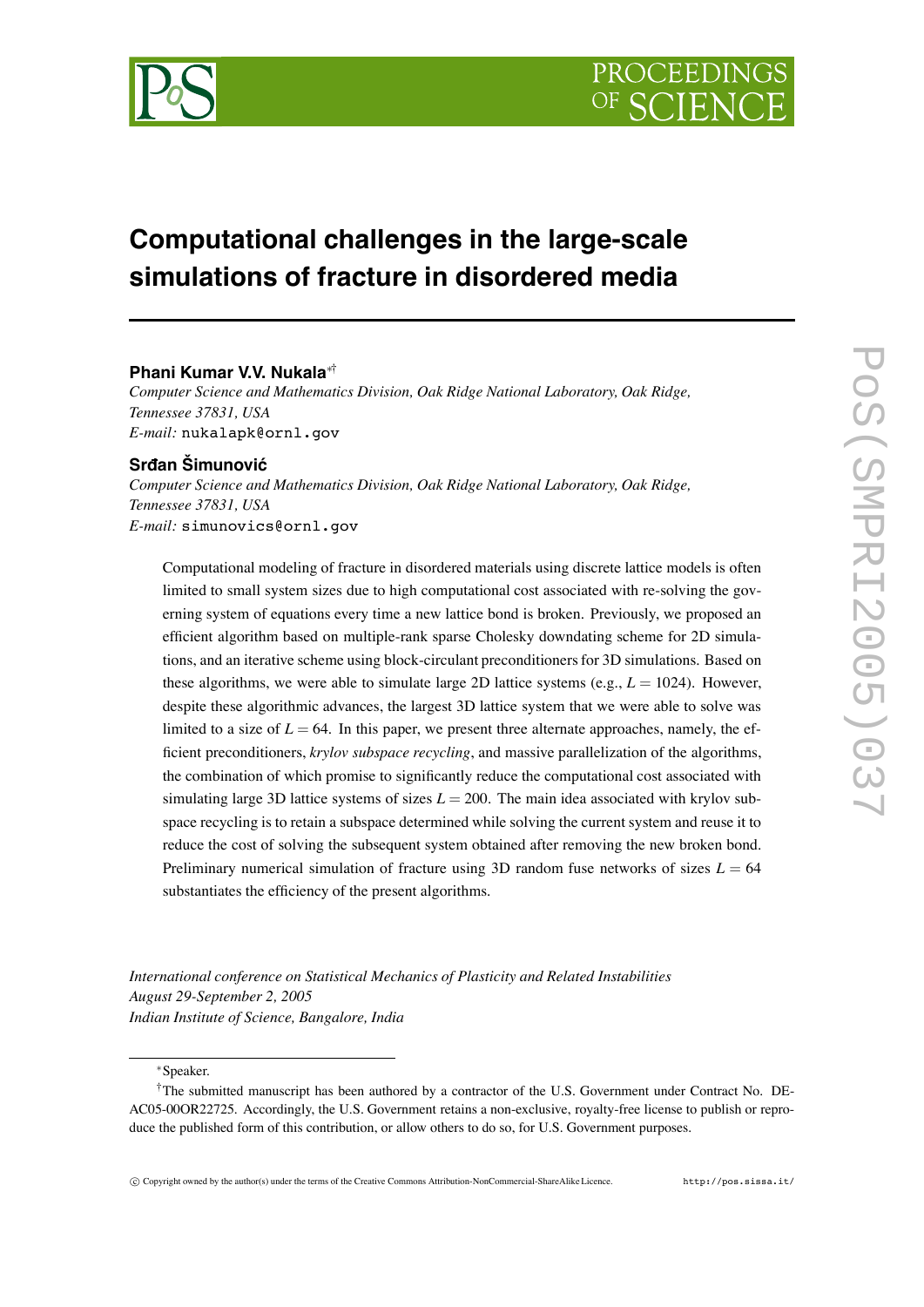# Computational challenges in the large-scale simulations of fracture in disordered media

**Phani Kumar V.V. Nukala**[*†]

*Computer Science and Mathematics Division, Oak Ridge National Laboratory, Oak Ridge, Tennessee 37831, USA*

*E-mail:* `nukalapk@ornl.gov`

**Srđan Šimunović**

*Computer Science and Mathematics Division, Oak Ridge National Laboratory, Oak Ridge, Tennessee 37831, USA*

*E-mail:* `simunovics@ornl.gov`

Computational modeling of fracture in disordered materials using discrete lattice models is often limited to small system sizes due to high computational cost associated with re-solving the governing system of equations every time a new lattice bond is broken. Previously, we proposed an efficient algorithm based on multiple-rank sparse Cholesky downdating scheme for 2D simulations, and an iterative scheme using block-circulant preconditioners for 3D simulations. Based on these algorithms, we were able to simulate large 2D lattice systems (e.g., $L = 1024$). However, despite these algorithmic advances, the largest 3D lattice system that we were able to solve was limited to a size of $L = 64$. In this paper, we present three alternate approaches, namely, the efficient preconditioners, *krylov subspace recycling*, and massive parallelization of the algorithms, the combination of which promise to significantly reduce the computational cost associated with simulating large 3D lattice systems of sizes $L = 200$. The main idea associated with krylov subspace recycling is to retain a subspace determined while solving the current system and reuse it to reduce the cost of solving the subsequent system obtained after removing the new broken bond. Preliminary numerical simulation of fracture using 3D random fuse networks of sizes $L = 64$ substantiates the efficiency of the present algorithms.

*International conference on Statistical Mechanics of Plasticity and Related Instabilities*
*August 29-September 2, 2005*
*Indian Institute of Science, Bangalore, India*

---

[*] Speaker.

[†] The submitted manuscript has been authored by a contractor of the U.S. Government under Contract No. DE-AC05-00OR22725. Accordingly, the U.S. Government retains a non-exclusive, royalty-free license to publish or reproduce the published form of this contribution, or allow others to do so, for U.S. Government purposes.

© Copyright owned by the author(s) under the terms of the Creative Commons Attribution-NonCommercial-ShareAlike Licence. http://pos.sissa.it/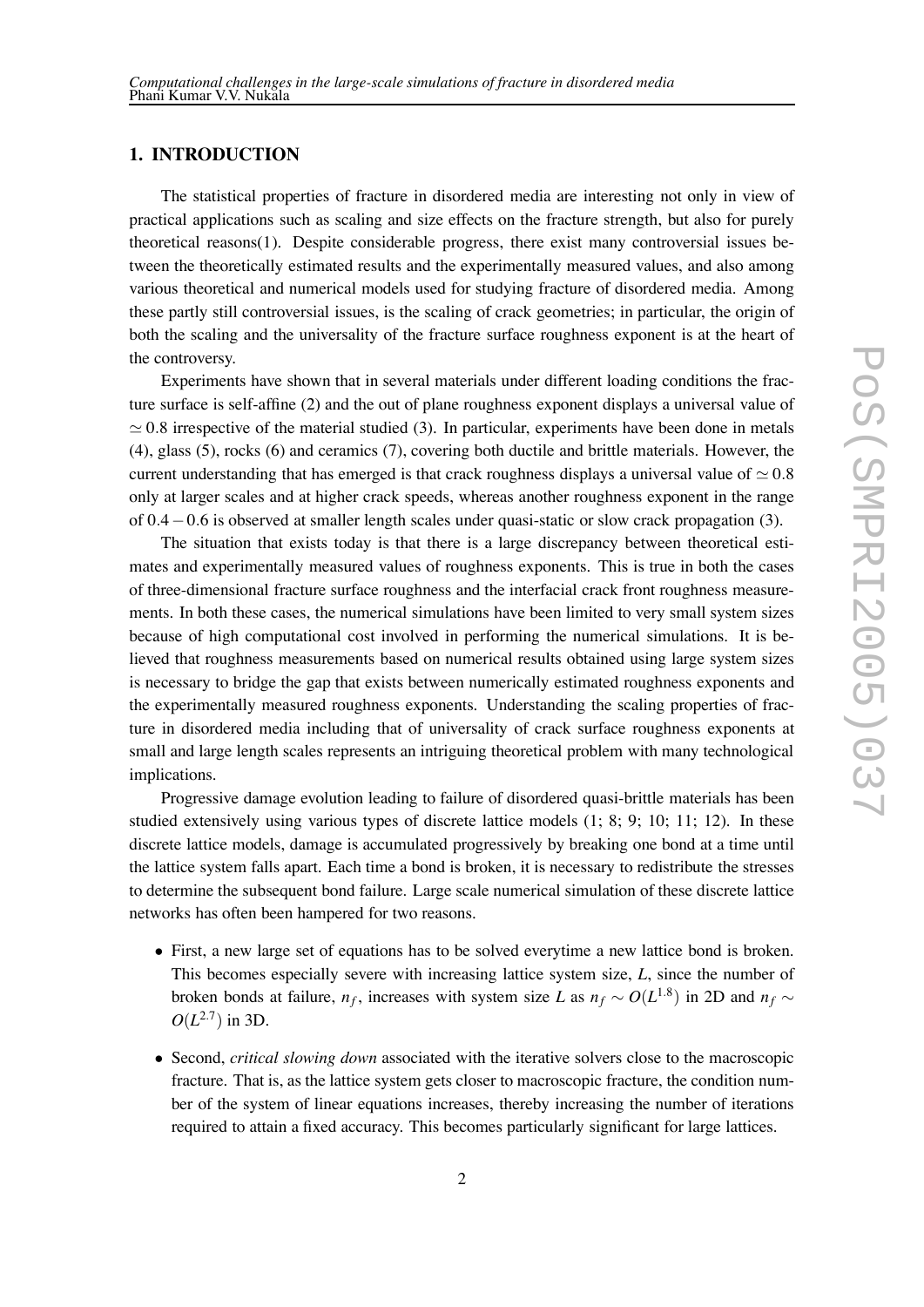## 1. INTRODUCTION

The statistical properties of fracture in disordered media are interesting not only in view of practical applications such as scaling and size effects on the fracture strength, but also for purely theoretical reasons(1). Despite considerable progress, there exist many controversial issues between the theoretically estimated results and the experimentally measured values, and also among various theoretical and numerical models used for studying fracture of disordered media. Among these partly still controversial issues, is the scaling of crack geometries; in particular, the origin of both the scaling and the universality of the fracture surface roughness exponent is at the heart of the controversy.

Experiments have shown that in several materials under different loading conditions the fracture surface is self-affine (2) and the out of plane roughness exponent displays a universal value of $\simeq 0.8$ irrespective of the material studied (3). In particular, experiments have been done in metals (4), glass (5), rocks (6) and ceramics (7), covering both ductile and brittle materials. However, the current understanding that has emerged is that crack roughness displays a universal value of $\simeq 0.8$ only at larger scales and at higher crack speeds, whereas another roughness exponent in the range of $0.4-0.6$ is observed at smaller length scales under quasi-static or slow crack propagation (3).

The situation that exists today is that there is a large discrepancy between theoretical estimates and experimentally measured values of roughness exponents. This is true in both the cases of three-dimensional fracture surface roughness and the interfacial crack front roughness measurements. In both these cases, the numerical simulations have been limited to very small system sizes because of high computational cost involved in performing the numerical simulations. It is believed that roughness measurements based on numerical results obtained using large system sizes is necessary to bridge the gap that exists between numerically estimated roughness exponents and the experimentally measured roughness exponents. Understanding the scaling properties of fracture in disordered media including that of universality of crack surface roughness exponents at small and large length scales represents an intriguing theoretical problem with many technological implications.

Progressive damage evolution leading to failure of disordered quasi-brittle materials has been studied extensively using various types of discrete lattice models (1; 8; 9; 10; 11; 12). In these discrete lattice models, damage is accumulated progressively by breaking one bond at a time until the lattice system falls apart. Each time a bond is broken, it is necessary to redistribute the stresses to determine the subsequent bond failure. Large scale numerical simulation of these discrete lattice networks has often been hampered for two reasons.

- First, a new large set of equations has to be solved everytime a new lattice bond is broken. This becomes especially severe with increasing lattice system size, $L$, since the number of broken bonds at failure, $n_f$, increases with system size $L$ as $n_f \sim O(L^{1.8})$ in 2D and $n_f \sim O(L^{2.7})$ in 3D.
- Second, *critical slowing down* associated with the iterative solvers close to the macroscopic fracture. That is, as the lattice system gets closer to macroscopic fracture, the condition number of the system of linear equations increases, thereby increasing the number of iterations required to attain a fixed accuracy. This becomes particularly significant for large lattices.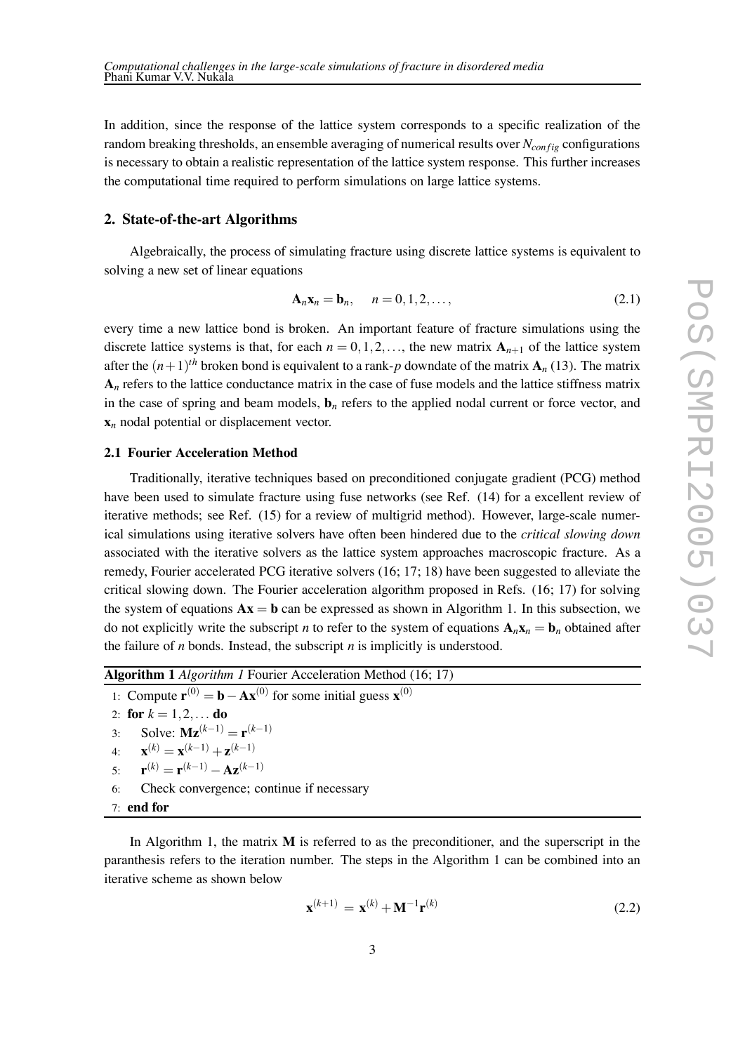In addition, since the response of the lattice system corresponds to a specific realization of the random breaking thresholds, an ensemble averaging of numerical results over $N_{config}$ configurations is necessary to obtain a realistic representation of the lattice system response. This further increases the computational time required to perform simulations on large lattice systems.

## 2. State-of-the-art Algorithms

Algebraically, the process of simulating fracture using discrete lattice systems is equivalent to solving a new set of linear equations

$$\mathbf{A}_n \mathbf{x}_n = \mathbf{b}_n, \quad n = 0, 1, 2, \ldots, \tag{2.1}$$

every time a new lattice bond is broken. An important feature of fracture simulations using the discrete lattice systems is that, for each $n = 0, 1, 2, \ldots$, the new matrix $\mathbf{A}_{n+1}$ of the lattice system after the $(n+1)^{th}$ broken bond is equivalent to a rank-$p$ downdate of the matrix $\mathbf{A}_n$ (13). The matrix $\mathbf{A}_n$ refers to the lattice conductance matrix in the case of fuse models and the lattice stiffness matrix in the case of spring and beam models, $\mathbf{b}_n$ refers to the applied nodal current or force vector, and $\mathbf{x}_n$ nodal potential or displacement vector.

### 2.1 Fourier Acceleration Method

Traditionally, iterative techniques based on preconditioned conjugate gradient (PCG) method have been used to simulate fracture using fuse networks (see Ref. (14) for a excellent review of iterative methods; see Ref. (15) for a review of multigrid method). However, large-scale numerical simulations using iterative solvers have often been hindered due to the *critical slowing down* associated with the iterative solvers as the lattice system approaches macroscopic fracture. As a remedy, Fourier accelerated PCG iterative solvers (16; 17; 18) have been suggested to alleviate the critical slowing down. The Fourier acceleration algorithm proposed in Refs. (16; 17) for solving the system of equations $\mathbf{A}\mathbf{x} = \mathbf{b}$ can be expressed as shown in Algorithm 1. In this subsection, we do not explicitly write the subscript $n$ to refer to the system of equations $\mathbf{A}_n \mathbf{x}_n = \mathbf{b}_n$ obtained after the failure of $n$ bonds. Instead, the subscript $n$ is implicitly is understood.

**Algorithm 1** *Algorithm 1* Fourier Acceleration Method (16; 17)

1: Compute $\mathbf{r}^{(0)} = \mathbf{b} - \mathbf{A}\mathbf{x}^{(0)}$ for some initial guess $\mathbf{x}^{(0)}$
2: **for** $k = 1, 2, \ldots$ **do**
3: Solve: $\mathbf{M}\mathbf{z}^{(k-1)} = \mathbf{r}^{(k-1)}$
4: $\mathbf{x}^{(k)} = \mathbf{x}^{(k-1)} + \mathbf{z}^{(k-1)}$
5: $\mathbf{r}^{(k)} = \mathbf{r}^{(k-1)} - \mathbf{A}\mathbf{z}^{(k-1)}$
6: Check convergence; continue if necessary
7: **end for**

In Algorithm 1, the matrix $\mathbf{M}$ is referred to as the preconditioner, and the superscript in the paranthesis refers to the iteration number. The steps in the Algorithm 1 can be combined into an iterative scheme as shown below

$$\mathbf{x}^{(k+1)} = \mathbf{x}^{(k)} + \mathbf{M}^{-1}\mathbf{r}^{(k)} \tag{2.2}$$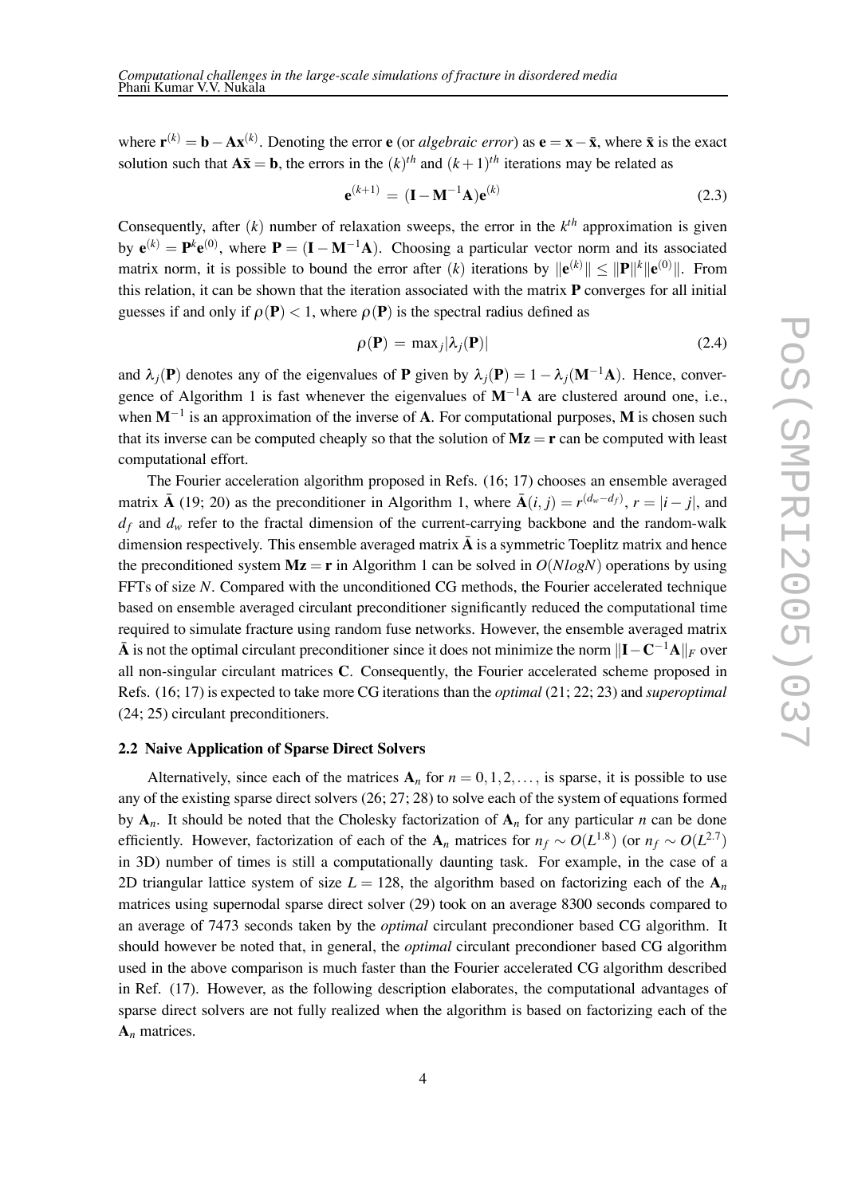where $\mathbf{r}^{(k)} = \mathbf{b} - \mathbf{A}\mathbf{x}^{(k)}$. Denoting the error $\mathbf{e}$ (or *algebraic error*) as $\mathbf{e} = \mathbf{x} - \bar{\mathbf{x}}$, where $\bar{\mathbf{x}}$ is the exact solution such that $\mathbf{A}\bar{\mathbf{x}} = \mathbf{b}$, the errors in the $(k)^{th}$ and $(k+1)^{th}$ iterations may be related as

$$\mathbf{e}^{(k+1)} = (\mathbf{I} - \mathbf{M}^{-1}\mathbf{A})\mathbf{e}^{(k)} \tag{2.3}$$

Consequently, after $(k)$ number of relaxation sweeps, the error in the $k^{th}$ approximation is given by $\mathbf{e}^{(k)} = \mathbf{P}^k\mathbf{e}^{(0)}$, where $\mathbf{P} = (\mathbf{I} - \mathbf{M}^{-1}\mathbf{A})$. Choosing a particular vector norm and its associated matrix norm, it is possible to bound the error after $(k)$ iterations by $\|\mathbf{e}^{(k)}\| \leq \|\mathbf{P}\|^k\|\mathbf{e}^{(0)}\|$. From this relation, it can be shown that the iteration associated with the matrix $\mathbf{P}$ converges for all initial guesses if and only if $\rho(\mathbf{P}) < 1$, where $\rho(\mathbf{P})$ is the spectral radius defined as

$$\rho(\mathbf{P}) = \max_j |\lambda_j(\mathbf{P})| \tag{2.4}$$

and $\lambda_j(\mathbf{P})$ denotes any of the eigenvalues of $\mathbf{P}$ given by $\lambda_j(\mathbf{P}) = 1 - \lambda_j(\mathbf{M}^{-1}\mathbf{A})$. Hence, convergence of Algorithm 1 is fast whenever the eigenvalues of $\mathbf{M}^{-1}\mathbf{A}$ are clustered around one, i.e., when $\mathbf{M}^{-1}$ is an approximation of the inverse of $\mathbf{A}$. For computational purposes, $\mathbf{M}$ is chosen such that its inverse can be computed cheaply so that the solution of $\mathbf{M}\mathbf{z} = \mathbf{r}$ can be computed with least computational effort.

The Fourier acceleration algorithm proposed in Refs. (16; 17) chooses an ensemble averaged matrix $\bar{\mathbf{A}}$ (19; 20) as the preconditioner in Algorithm 1, where $\bar{\mathbf{A}}(i,j) = r^{(d_w - d_f)}$, $r = |i - j|$, and $d_f$ and $d_w$ refer to the fractal dimension of the current-carrying backbone and the random-walk dimension respectively. This ensemble averaged matrix $\bar{\mathbf{A}}$ is a symmetric Toeplitz matrix and hence the preconditioned system $\mathbf{M}\mathbf{z} = \mathbf{r}$ in Algorithm 1 can be solved in $O(N log N)$ operations by using FFTs of size $N$. Compared with the unconditioned CG methods, the Fourier accelerated technique based on ensemble averaged circulant preconditioner significantly reduced the computational time required to simulate fracture using random fuse networks. However, the ensemble averaged matrix $\bar{\mathbf{A}}$ is not the optimal circulant preconditioner since it does not minimize the norm $\|\mathbf{I} - \mathbf{C}^{-1}\mathbf{A}\|_F$ over all non-singular circulant matrices $\mathbf{C}$. Consequently, the Fourier accelerated scheme proposed in Refs. (16; 17) is expected to take more CG iterations than the *optimal* (21; 22; 23) and *superoptimal* (24; 25) circulant preconditioners.

### 2.2 Naive Application of Sparse Direct Solvers

Alternatively, since each of the matrices $\mathbf{A}_n$ for $n = 0, 1, 2, \ldots,$ is sparse, it is possible to use any of the existing sparse direct solvers (26; 27; 28) to solve each of the system of equations formed by $\mathbf{A}_n$. It should be noted that the Cholesky factorization of $\mathbf{A}_n$ for any particular $n$ can be done efficiently. However, factorization of each of the $\mathbf{A}_n$ matrices for $n_f \sim O(L^{1.8})$ (or $n_f \sim O(L^{2.7})$ in 3D) number of times is still a computationally daunting task. For example, in the case of a 2D triangular lattice system of size $L = 128$, the algorithm based on factorizing each of the $\mathbf{A}_n$ matrices using supernodal sparse direct solver (29) took on an average 8300 seconds compared to an average of 7473 seconds taken by the *optimal* circulant precondioner based CG algorithm. It should however be noted that, in general, the *optimal* circulant precondioner based CG algorithm used in the above comparison is much faster than the Fourier accelerated CG algorithm described in Ref. (17). However, as the following description elaborates, the computational advantages of sparse direct solvers are not fully realized when the algorithm is based on factorizing each of the $\mathbf{A}_n$ matrices.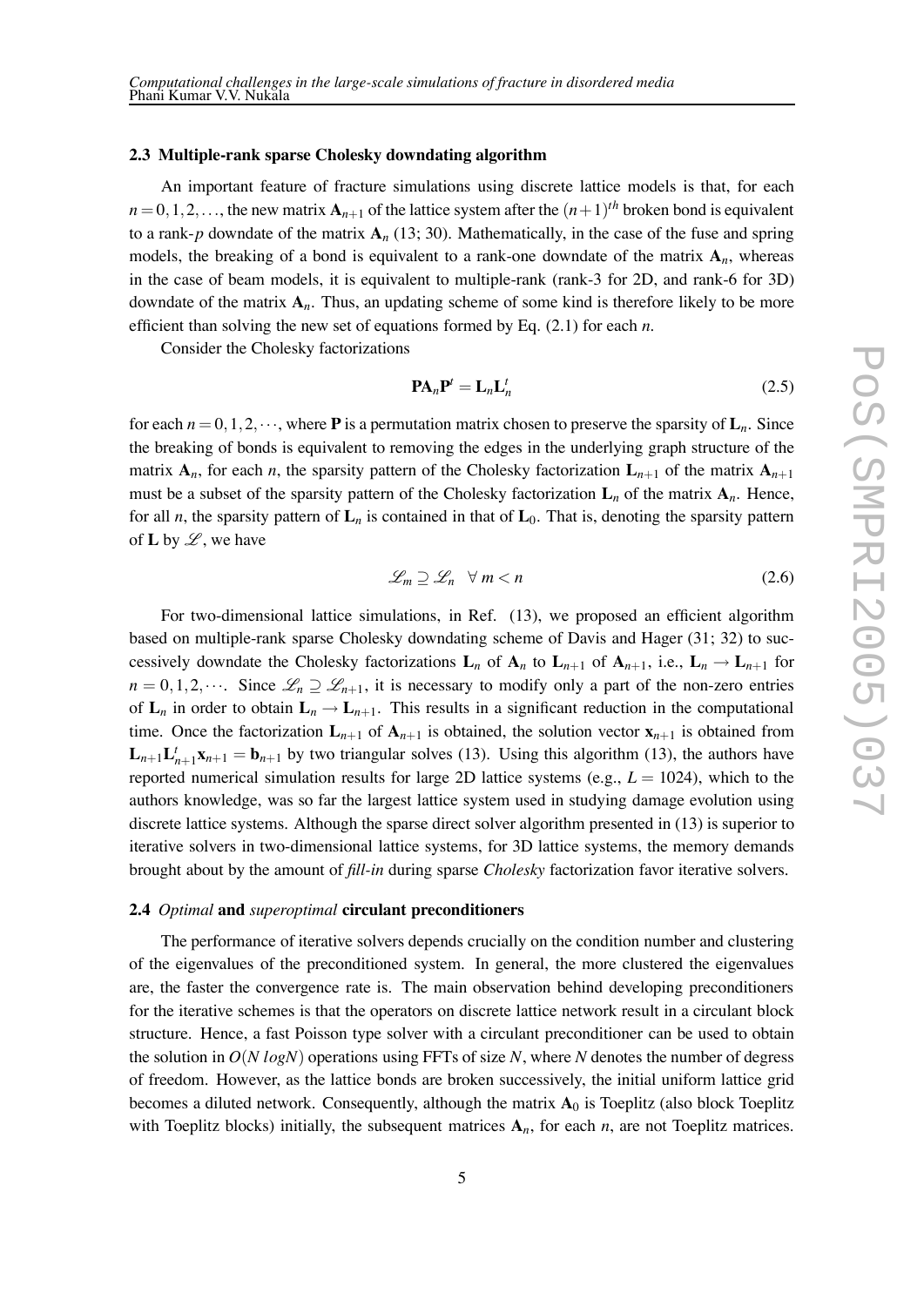### 2.3 Multiple-rank sparse Cholesky downdating algorithm

An important feature of fracture simulations using discrete lattice models is that, for each $n = 0, 1, 2, \ldots$, the new matrix $\mathbf{A}_{n+1}$ of the lattice system after the $(n+1)^{th}$ broken bond is equivalent to a rank-$p$ downdate of the matrix $\mathbf{A}_n$ (13; 30). Mathematically, in the case of the fuse and spring models, the breaking of a bond is equivalent to a rank-one downdate of the matrix $\mathbf{A}_n$, whereas in the case of beam models, it is equivalent to multiple-rank (rank-3 for 2D, and rank-6 for 3D) downdate of the matrix $\mathbf{A}_n$. Thus, an updating scheme of some kind is therefore likely to be more efficient than solving the new set of equations formed by Eq. (2.1) for each $n$.

Consider the Cholesky factorizations

$$\mathbf{P}\mathbf{A}_n\mathbf{P}^t = \mathbf{L}_n\mathbf{L}_n^t \tag{2.5}$$

for each $n = 0, 1, 2, \cdots$, where $\mathbf{P}$ is a permutation matrix chosen to preserve the sparsity of $\mathbf{L}_n$. Since the breaking of bonds is equivalent to removing the edges in the underlying graph structure of the matrix $\mathbf{A}_n$, for each $n$, the sparsity pattern of the Cholesky factorization $\mathbf{L}_{n+1}$ of the matrix $\mathbf{A}_{n+1}$ must be a subset of the sparsity pattern of the Cholesky factorization $\mathbf{L}_n$ of the matrix $\mathbf{A}_n$. Hence, for all $n$, the sparsity pattern of $\mathbf{L}_n$ is contained in that of $\mathbf{L}_0$. That is, denoting the sparsity pattern of $\mathbf{L}$ by $\mathscr{L}$, we have

$$\mathscr{L}_m \supseteq \mathscr{L}_n \quad \forall\, m < n \tag{2.6}$$

For two-dimensional lattice simulations, in Ref. (13), we proposed an efficient algorithm based on multiple-rank sparse Cholesky downdating scheme of Davis and Hager (31; 32) to successively downdate the Cholesky factorizations $\mathbf{L}_n$ of $\mathbf{A}_n$ to $\mathbf{L}_{n+1}$ of $\mathbf{A}_{n+1}$, i.e., $\mathbf{L}_n \rightarrow \mathbf{L}_{n+1}$ for $n = 0, 1, 2, \cdots$. Since $\mathscr{L}_n \supseteq \mathscr{L}_{n+1}$, it is necessary to modify only a part of the non-zero entries of $\mathbf{L}_n$ in order to obtain $\mathbf{L}_n \rightarrow \mathbf{L}_{n+1}$. This results in a significant reduction in the computational time. Once the factorization $\mathbf{L}_{n+1}$ of $\mathbf{A}_{n+1}$ is obtained, the solution vector $\mathbf{x}_{n+1}$ is obtained from $\mathbf{L}_{n+1}\mathbf{L}_{n+1}^t\mathbf{x}_{n+1} = \mathbf{b}_{n+1}$ by two triangular solves (13). Using this algorithm (13), the authors have reported numerical simulation results for large 2D lattice systems (e.g., $L = 1024$), which to the authors knowledge, was so far the largest lattice system used in studying damage evolution using discrete lattice systems. Although the sparse direct solver algorithm presented in (13) is superior to iterative solvers in two-dimensional lattice systems, for 3D lattice systems, the memory demands brought about by the amount of *fill-in* during sparse *Cholesky* factorization favor iterative solvers.

### 2.4 *Optimal* and *superoptimal* circulant preconditioners

The performance of iterative solvers depends crucially on the condition number and clustering of the eigenvalues of the preconditioned system. In general, the more clustered the eigenvalues are, the faster the convergence rate is. The main observation behind developing preconditioners for the iterative schemes is that the operators on discrete lattice network result in a circulant block structure. Hence, a fast Poisson type solver with a circulant preconditioner can be used to obtain the solution in $O(N\ logN)$ operations using FFTs of size $N$, where $N$ denotes the number of degress of freedom. However, as the lattice bonds are broken successively, the initial uniform lattice grid becomes a diluted network. Consequently, although the matrix $\mathbf{A}_0$ is Toeplitz (also block Toeplitz with Toeplitz blocks) initially, the subsequent matrices $\mathbf{A}_n$, for each $n$, are not Toeplitz matrices.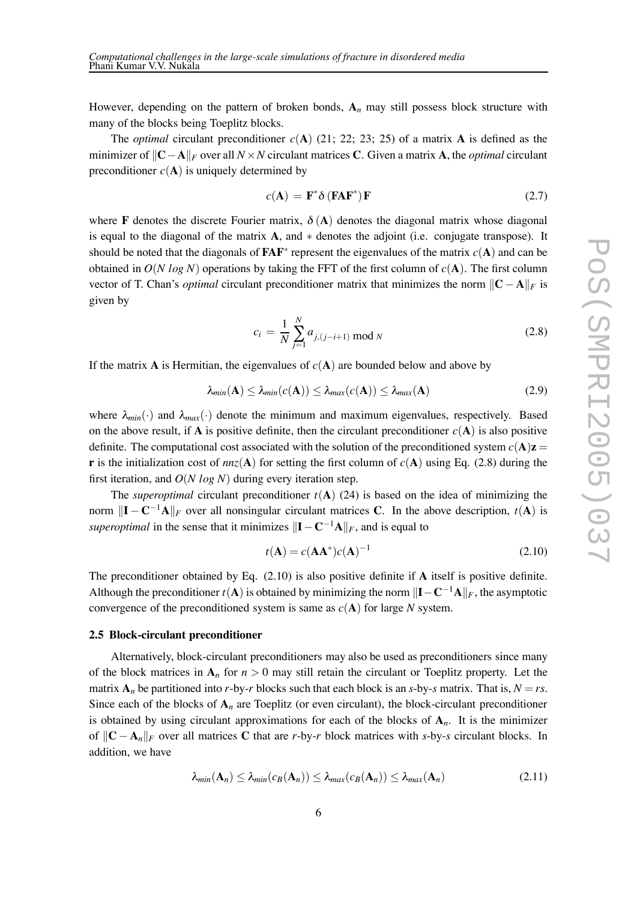However, depending on the pattern of broken bonds, $\mathbf{A}_n$ may still possess block structure with many of the blocks being Toeplitz blocks.

The *optimal* circulant preconditioner $c(\mathbf{A})$ (21; 22; 23; 25) of a matrix $\mathbf{A}$ is defined as the minimizer of $\|\mathbf{C}-\mathbf{A}\|_F$ over all $N \times N$ circulant matrices $\mathbf{C}$. Given a matrix $\mathbf{A}$, the *optimal* circulant preconditioner $c(\mathbf{A})$ is uniquely determined by

$$c(\mathbf{A}) = \mathbf{F}^* \delta\left(\mathbf{F}\mathbf{A}\mathbf{F}^*\right)\mathbf{F} \tag{2.7}$$

where $\mathbf{F}$ denotes the discrete Fourier matrix, $\delta\left(\mathbf{A}\right)$ denotes the diagonal matrix whose diagonal is equal to the diagonal of the matrix $\mathbf{A}$, and $*$ denotes the adjoint (i.e. conjugate transpose). It should be noted that the diagonals of $\mathbf{F}\mathbf{A}\mathbf{F}^*$ represent the eigenvalues of the matrix $c(\mathbf{A})$ and can be obtained in $O(N\ log\ N)$ operations by taking the FFT of the first column of $c(\mathbf{A})$. The first column vector of T. Chan's *optimal* circulant preconditioner matrix that minimizes the norm $\|\mathbf{C}-\mathbf{A}\|_F$ is given by

$$c_i = \frac{1}{N}\sum_{j=1}^{N} a_{j,(j-i+1)\ \mathrm{mod}\ N} \tag{2.8}$$

If the matrix $\mathbf{A}$ is Hermitian, the eigenvalues of $c(\mathbf{A})$ are bounded below and above by

$$\lambda_{min}(\mathbf{A}) \leq \lambda_{min}(c(\mathbf{A})) \leq \lambda_{max}(c(\mathbf{A})) \leq \lambda_{max}(\mathbf{A}) \tag{2.9}$$

where $\lambda_{min}(\cdot)$ and $\lambda_{max}(\cdot)$ denote the minimum and maximum eigenvalues, respectively. Based on the above result, if $\mathbf{A}$ is positive definite, then the circulant preconditioner $c(\mathbf{A})$ is also positive definite. The computational cost associated with the solution of the preconditioned system $c(\mathbf{A})\mathbf{z} = \mathbf{r}$ is the initialization cost of $nnz(\mathbf{A})$ for setting the first column of $c(\mathbf{A})$ using Eq. (2.8) during the first iteration, and $O(N\ log\ N)$ during every iteration step.

The *superoptimal* circulant preconditioner $t(\mathbf{A})$ (24) is based on the idea of minimizing the norm $\|\mathbf{I}-\mathbf{C}^{-1}\mathbf{A}\|_F$ over all nonsingular circulant matrices $\mathbf{C}$. In the above description, $t(\mathbf{A})$ is *superoptimal* in the sense that it minimizes $\|\mathbf{I}-\mathbf{C}^{-1}\mathbf{A}\|_F$, and is equal to

$$t(\mathbf{A}) = c(\mathbf{A}\mathbf{A}^*)c(\mathbf{A})^{-1} \tag{2.10}$$

The preconditioner obtained by Eq. (2.10) is also positive definite if $\mathbf{A}$ itself is positive definite. Although the preconditioner $t(\mathbf{A})$ is obtained by minimizing the norm $\|\mathbf{I}-\mathbf{C}^{-1}\mathbf{A}\|_F$, the asymptotic convergence of the preconditioned system is same as $c(\mathbf{A})$ for large $N$ system.

### 2.5 Block-circulant preconditioner

Alternatively, block-circulant preconditioners may also be used as preconditioners since many of the block matrices in $\mathbf{A}_n$ for $n > 0$ may still retain the circulant or Toeplitz property. Let the matrix $\mathbf{A}_n$ be partitioned into $r$-by-$r$ blocks such that each block is an $s$-by-$s$ matrix. That is, $N = rs$. Since each of the blocks of $\mathbf{A}_n$ are Toeplitz (or even circulant), the block-circulant preconditioner is obtained by using circulant approximations for each of the blocks of $\mathbf{A}_n$. It is the minimizer of $\|\mathbf{C}-\mathbf{A}_n\|_F$ over all matrices $\mathbf{C}$ that are $r$-by-$r$ block matrices with $s$-by-$s$ circulant blocks. In addition, we have

$$\lambda_{min}(\mathbf{A}_n) \leq \lambda_{min}(c_B(\mathbf{A}_n)) \leq \lambda_{max}(c_B(\mathbf{A}_n)) \leq \lambda_{max}(\mathbf{A}_n) \tag{2.11}$$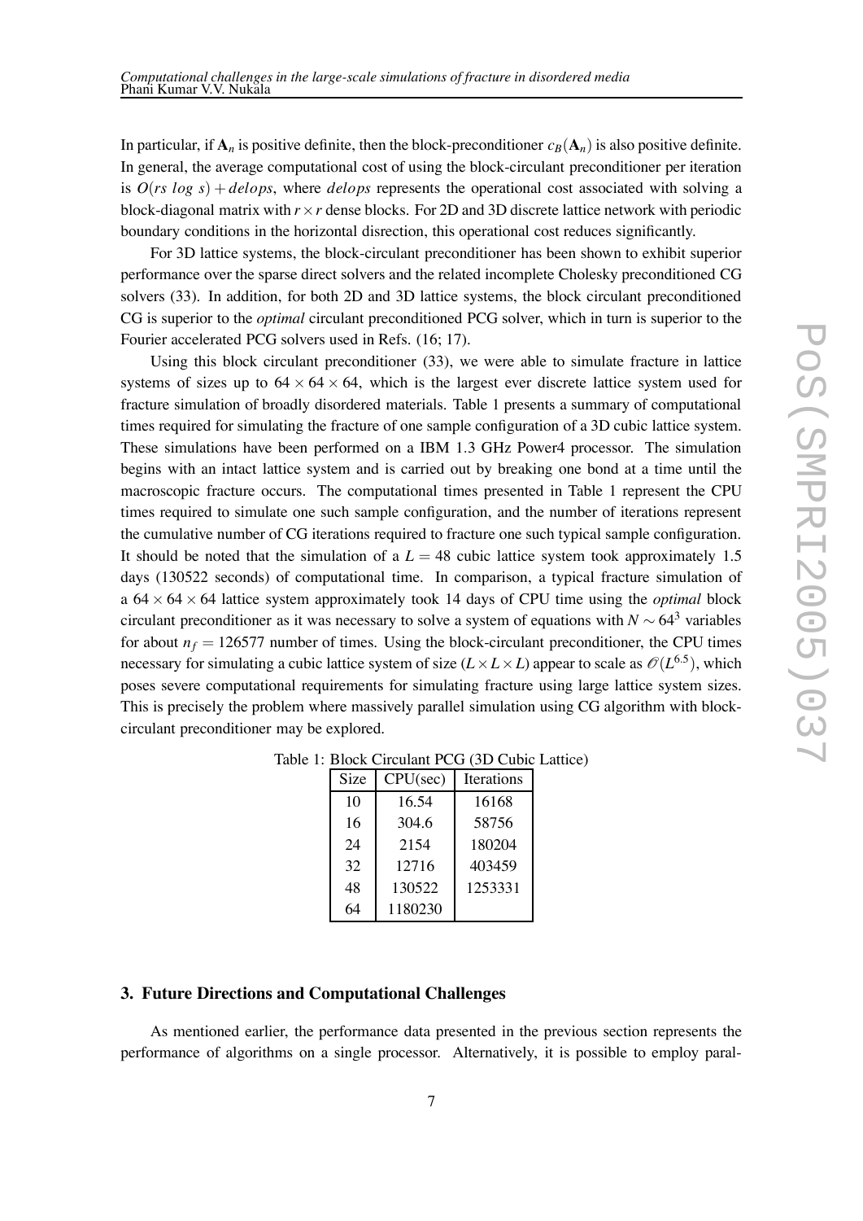In particular, if $\mathbf{A}_n$ is positive definite, then the block-preconditioner $c_B(\mathbf{A}_n)$ is also positive definite. In general, the average computational cost of using the block-circulant preconditioner per iteration is $O(rs\ log\ s) + delops$, where $delops$ represents the operational cost associated with solving a block-diagonal matrix with $r \times r$ dense blocks. For 2D and 3D discrete lattice network with periodic boundary conditions in the horizontal disrection, this operational cost reduces significantly.

For 3D lattice systems, the block-circulant preconditioner has been shown to exhibit superior performance over the sparse direct solvers and the related incomplete Cholesky preconditioned CG solvers (33). In addition, for both 2D and 3D lattice systems, the block circulant preconditioned CG is superior to the *optimal* circulant preconditioned PCG solver, which in turn is superior to the Fourier accelerated PCG solvers used in Refs. (16; 17).

Using this block circulant preconditioner (33), we were able to simulate fracture in lattice systems of sizes up to $64 \times 64 \times 64$, which is the largest ever discrete lattice system used for fracture simulation of broadly disordered materials. Table 1 presents a summary of computational times required for simulating the fracture of one sample configuration of a 3D cubic lattice system. These simulations have been performed on a IBM 1.3 GHz Power4 processor. The simulation begins with an intact lattice system and is carried out by breaking one bond at a time until the macroscopic fracture occurs. The computational times presented in Table 1 represent the CPU times required to simulate one such sample configuration, and the number of iterations represent the cumulative number of CG iterations required to fracture one such typical sample configuration. It should be noted that the simulation of a $L = 48$ cubic lattice system took approximately 1.5 days (130522 seconds) of computational time. In comparison, a typical fracture simulation of a $64 \times 64 \times 64$ lattice system approximately took 14 days of CPU time using the *optimal* block circulant preconditioner as it was necessary to solve a system of equations with $N \sim 64^3$ variables for about $n_f = 126577$ number of times. Using the block-circulant preconditioner, the CPU times necessary for simulating a cubic lattice system of size $(L \times L \times L)$ appear to scale as $\mathscr{O}(L^{6.5})$, which poses severe computational requirements for simulating fracture using large lattice system sizes. This is precisely the problem where massively parallel simulation using CG algorithm with block-circulant preconditioner may be explored.

Table 1: Block Circulant PCG (3D Cubic Lattice)

| Size | CPU(sec) | Iterations |
|---|---|---|
| 10 | 16.54 | 16168 |
| 16 | 304.6 | 58756 |
| 24 | 2154 | 180204 |
| 32 | 12716 | 403459 |
| 48 | 130522 | 1253331 |
| 64 | 1180230 | |

## 3. Future Directions and Computational Challenges

As mentioned earlier, the performance data presented in the previous section represents the performance of algorithms on a single processor. Alternatively, it is possible to employ paral-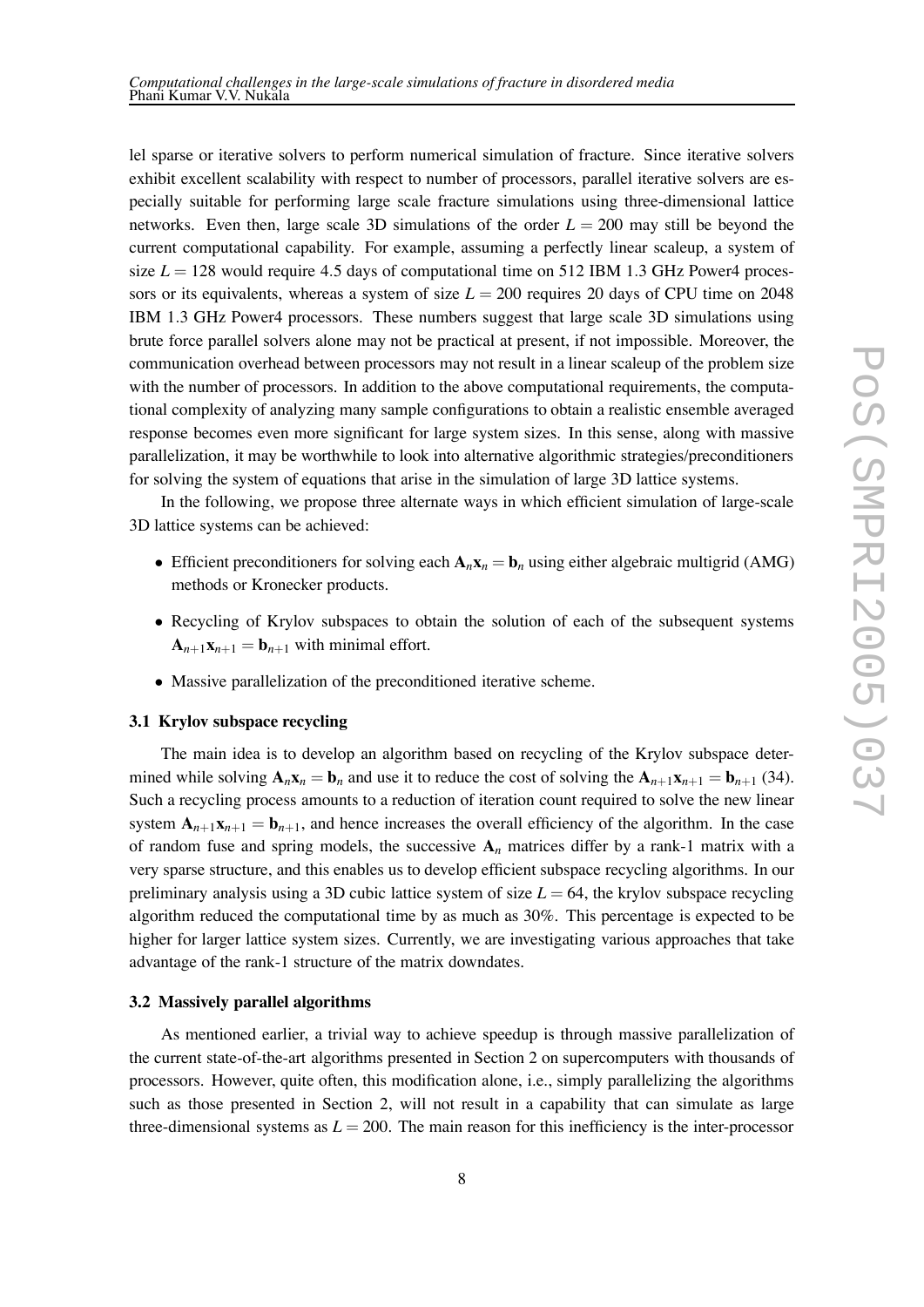lel sparse or iterative solvers to perform numerical simulation of fracture. Since iterative solvers exhibit excellent scalability with respect to number of processors, parallel iterative solvers are especially suitable for performing large scale fracture simulations using three-dimensional lattice networks. Even then, large scale 3D simulations of the order $L = 200$ may still be beyond the current computational capability. For example, assuming a perfectly linear scaleup, a system of size $L = 128$ would require 4.5 days of computational time on 512 IBM 1.3 GHz Power4 processors or its equivalents, whereas a system of size $L = 200$ requires 20 days of CPU time on 2048 IBM 1.3 GHz Power4 processors. These numbers suggest that large scale 3D simulations using brute force parallel solvers alone may not be practical at present, if not impossible. Moreover, the communication overhead between processors may not result in a linear scaleup of the problem size with the number of processors. In addition to the above computational requirements, the computational complexity of analyzing many sample configurations to obtain a realistic ensemble averaged response becomes even more significant for large system sizes. In this sense, along with massive parallelization, it may be worthwhile to look into alternative algorithmic strategies/preconditioners for solving the system of equations that arise in the simulation of large 3D lattice systems.

In the following, we propose three alternate ways in which efficient simulation of large-scale 3D lattice systems can be achieved:

- Efficient preconditioners for solving each $\mathbf{A}_n\mathbf{x}_n = \mathbf{b}_n$ using either algebraic multigrid (AMG) methods or Kronecker products.
- Recycling of Krylov subspaces to obtain the solution of each of the subsequent systems $\mathbf{A}_{n+1}\mathbf{x}_{n+1} = \mathbf{b}_{n+1}$ with minimal effort.
- Massive parallelization of the preconditioned iterative scheme.

### 3.1 Krylov subspace recycling

The main idea is to develop an algorithm based on recycling of the Krylov subspace determined while solving $\mathbf{A}_n\mathbf{x}_n = \mathbf{b}_n$ and use it to reduce the cost of solving the $\mathbf{A}_{n+1}\mathbf{x}_{n+1} = \mathbf{b}_{n+1}$ (34). Such a recycling process amounts to a reduction of iteration count required to solve the new linear system $\mathbf{A}_{n+1}\mathbf{x}_{n+1} = \mathbf{b}_{n+1}$, and hence increases the overall efficiency of the algorithm. In the case of random fuse and spring models, the successive $\mathbf{A}_n$ matrices differ by a rank-1 matrix with a very sparse structure, and this enables us to develop efficient subspace recycling algorithms. In our preliminary analysis using a 3D cubic lattice system of size $L = 64$, the krylov subspace recycling algorithm reduced the computational time by as much as 30%. This percentage is expected to be higher for larger lattice system sizes. Currently, we are investigating various approaches that take advantage of the rank-1 structure of the matrix downdates.

### 3.2 Massively parallel algorithms

As mentioned earlier, a trivial way to achieve speedup is through massive parallelization of the current state-of-the-art algorithms presented in Section 2 on supercomputers with thousands of processors. However, quite often, this modification alone, i.e., simply parallelizing the algorithms such as those presented in Section 2, will not result in a capability that can simulate as large three-dimensional systems as $L = 200$. The main reason for this inefficiency is the inter-processor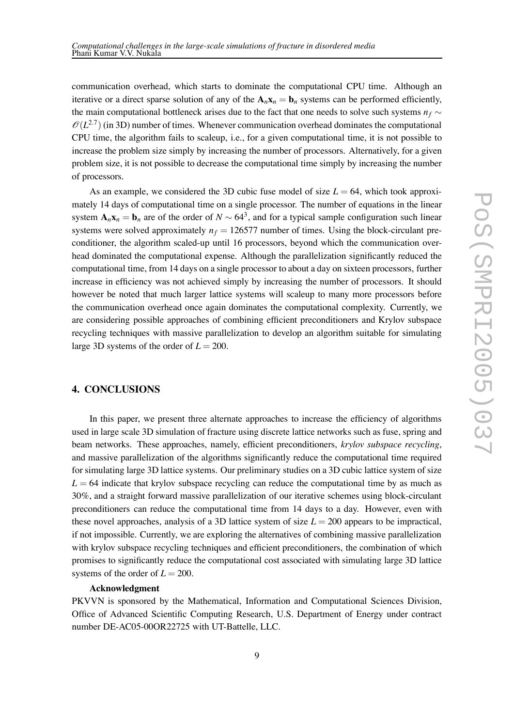communication overhead, which starts to dominate the computational CPU time. Although an iterative or a direct sparse solution of any of the $\mathbf{A}_n\mathbf{x}_n = \mathbf{b}_n$ systems can be performed efficiently, the main computational bottleneck arises due to the fact that one needs to solve such systems $n_f \sim \mathscr{O}(L^{2.7})$ (in 3D) number of times. Whenever communication overhead dominates the computational CPU time, the algorithm fails to scaleup, i.e., for a given computational time, it is not possible to increase the problem size simply by increasing the number of processors. Alternatively, for a given problem size, it is not possible to decrease the computational time simply by increasing the number of processors.

As an example, we considered the 3D cubic fuse model of size $L = 64$, which took approximately 14 days of computational time on a single processor. The number of equations in the linear system $\mathbf{A}_n\mathbf{x}_n = \mathbf{b}_n$ are of the order of $N \sim 64^3$, and for a typical sample configuration such linear systems were solved approximately $n_f = 126577$ number of times. Using the block-circulant preconditioner, the algorithm scaled-up until 16 processors, beyond which the communication overhead dominated the computational expense. Although the parallelization significantly reduced the computational time, from 14 days on a single processor to about a day on sixteen processors, further increase in efficiency was not achieved simply by increasing the number of processors. It should however be noted that much larger lattice systems will scaleup to many more processors before the communication overhead once again dominates the computational complexity. Currently, we are considering possible approaches of combining efficient preconditioners and Krylov subspace recycling techniques with massive parallelization to develop an algorithm suitable for simulating large 3D systems of the order of $L = 200$.

## 4. CONCLUSIONS

In this paper, we present three alternate approaches to increase the efficiency of algorithms used in large scale 3D simulation of fracture using discrete lattice networks such as fuse, spring and beam networks. These approaches, namely, efficient preconditioners, *krylov subspace recycling*, and massive parallelization of the algorithms significantly reduce the computational time required for simulating large 3D lattice systems. Our preliminary studies on a 3D cubic lattice system of size $L = 64$ indicate that krylov subspace recycling can reduce the computational time by as much as 30%, and a straight forward massive parallelization of our iterative schemes using block-circulant preconditioners can reduce the computational time from 14 days to a day. However, even with these novel approaches, analysis of a 3D lattice system of size $L = 200$ appears to be impractical, if not impossible. Currently, we are exploring the alternatives of combining massive parallelization with krylov subspace recycling techniques and efficient preconditioners, the combination of which promises to significantly reduce the computational cost associated with simulating large 3D lattice systems of the order of $L = 200$.

**Acknowledgment**

PKVVN is sponsored by the Mathematical, Information and Computational Sciences Division, Office of Advanced Scientific Computing Research, U.S. Department of Energy under contract number DE-AC05-00OR22725 with UT-Battelle, LLC.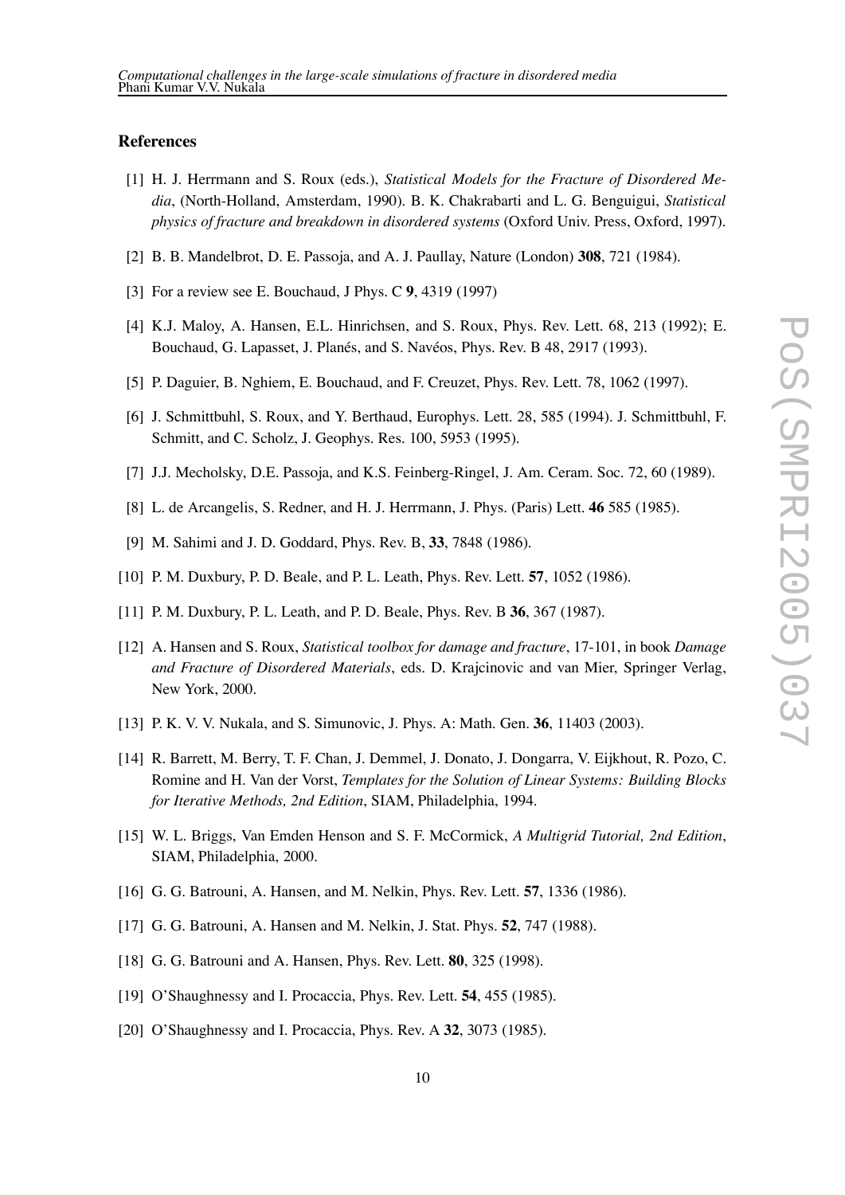### References

[1] H. J. Herrmann and S. Roux (eds.), *Statistical Models for the Fracture of Disordered Media*, (North-Holland, Amsterdam, 1990). B. K. Chakrabarti and L. G. Benguigui, *Statistical physics of fracture and breakdown in disordered systems* (Oxford Univ. Press, Oxford, 1997).

[2] B. B. Mandelbrot, D. E. Passoja, and A. J. Paullay, Nature (London) **308**, 721 (1984).

[3] For a review see E. Bouchaud, J Phys. C **9**, 4319 (1997)

[4] K.J. Maloy, A. Hansen, E.L. Hinrichsen, and S. Roux, Phys. Rev. Lett. 68, 213 (1992); E. Bouchaud, G. Lapasset, J. Planés, and S. Navéos, Phys. Rev. B 48, 2917 (1993).

[5] P. Daguier, B. Nghiem, E. Bouchaud, and F. Creuzet, Phys. Rev. Lett. 78, 1062 (1997).

[6] J. Schmittbuhl, S. Roux, and Y. Berthaud, Europhys. Lett. 28, 585 (1994). J. Schmittbuhl, F. Schmitt, and C. Scholz, J. Geophys. Res. 100, 5953 (1995).

[7] J.J. Mecholsky, D.E. Passoja, and K.S. Feinberg-Ringel, J. Am. Ceram. Soc. 72, 60 (1989).

[8] L. de Arcangelis, S. Redner, and H. J. Herrmann, J. Phys. (Paris) Lett. **46** 585 (1985).

[9] M. Sahimi and J. D. Goddard, Phys. Rev. B, **33**, 7848 (1986).

[10] P. M. Duxbury, P. D. Beale, and P. L. Leath, Phys. Rev. Lett. **57**, 1052 (1986).

[11] P. M. Duxbury, P. L. Leath, and P. D. Beale, Phys. Rev. B **36**, 367 (1987).

[12] A. Hansen and S. Roux, *Statistical toolbox for damage and fracture*, 17-101, in book *Damage and Fracture of Disordered Materials*, eds. D. Krajcinovic and van Mier, Springer Verlag, New York, 2000.

[13] P. K. V. V. Nukala, and S. Simunovic, J. Phys. A: Math. Gen. **36**, 11403 (2003).

[14] R. Barrett, M. Berry, T. F. Chan, J. Demmel, J. Donato, J. Dongarra, V. Eijkhout, R. Pozo, C. Romine and H. Van der Vorst, *Templates for the Solution of Linear Systems: Building Blocks for Iterative Methods, 2nd Edition*, SIAM, Philadelphia, 1994.

[15] W. L. Briggs, Van Emden Henson and S. F. McCormick, *A Multigrid Tutorial, 2nd Edition*, SIAM, Philadelphia, 2000.

[16] G. G. Batrouni, A. Hansen, and M. Nelkin, Phys. Rev. Lett. **57**, 1336 (1986).

[17] G. G. Batrouni, A. Hansen and M. Nelkin, J. Stat. Phys. **52**, 747 (1988).

[18] G. G. Batrouni and A. Hansen, Phys. Rev. Lett. **80**, 325 (1998).

[19] O'Shaughnessy and I. Procaccia, Phys. Rev. Lett. **54**, 455 (1985).

[20] O'Shaughnessy and I. Procaccia, Phys. Rev. A **32**, 3073 (1985).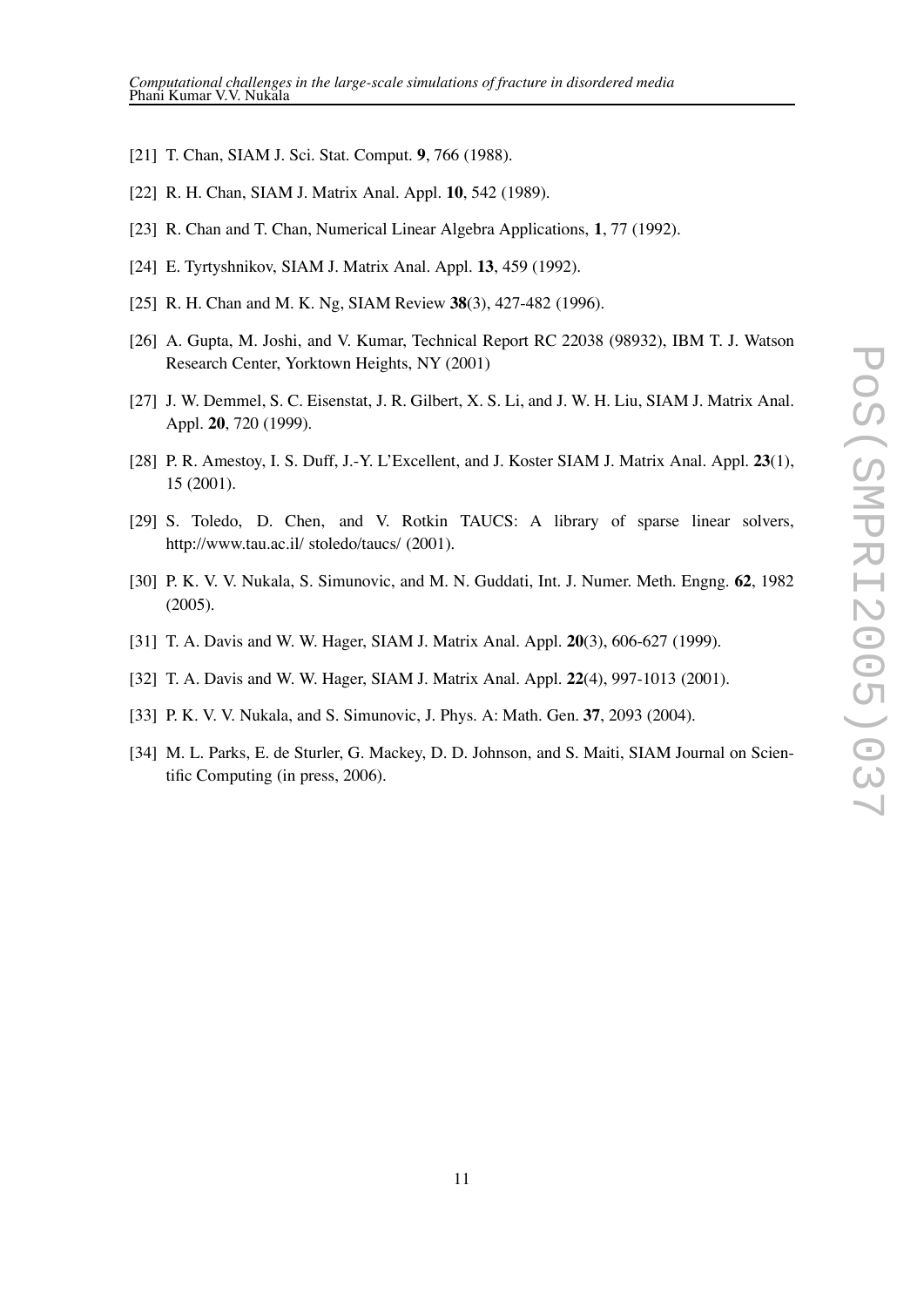[21] T. Chan, SIAM J. Sci. Stat. Comput. **9**, 766 (1988).

[22] R. H. Chan, SIAM J. Matrix Anal. Appl. **10**, 542 (1989).

[23] R. Chan and T. Chan, Numerical Linear Algebra Applications, **1**, 77 (1992).

[24] E. Tyrtyshnikov, SIAM J. Matrix Anal. Appl. **13**, 459 (1992).

[25] R. H. Chan and M. K. Ng, SIAM Review **38**(3), 427-482 (1996).

[26] A. Gupta, M. Joshi, and V. Kumar, Technical Report RC 22038 (98932), IBM T. J. Watson Research Center, Yorktown Heights, NY (2001)

[27] J. W. Demmel, S. C. Eisenstat, J. R. Gilbert, X. S. Li, and J. W. H. Liu, SIAM J. Matrix Anal. Appl. **20**, 720 (1999).

[28] P. R. Amestoy, I. S. Duff, J.-Y. L'Excellent, and J. Koster SIAM J. Matrix Anal. Appl. **23**(1), 15 (2001).

[29] S. Toledo, D. Chen, and V. Rotkin TAUCS: A library of sparse linear solvers, http://www.tau.ac.il/ stoledo/taucs/ (2001).

[30] P. K. V. V. Nukala, S. Simunovic, and M. N. Guddati, Int. J. Numer. Meth. Engng. **62**, 1982 (2005).

[31] T. A. Davis and W. W. Hager, SIAM J. Matrix Anal. Appl. **20**(3), 606-627 (1999).

[32] T. A. Davis and W. W. Hager, SIAM J. Matrix Anal. Appl. **22**(4), 997-1013 (2001).

[33] P. K. V. V. Nukala, and S. Simunovic, J. Phys. A: Math. Gen. **37**, 2093 (2004).

[34] M. L. Parks, E. de Sturler, G. Mackey, D. D. Johnson, and S. Maiti, SIAM Journal on Scientific Computing (in press, 2006).